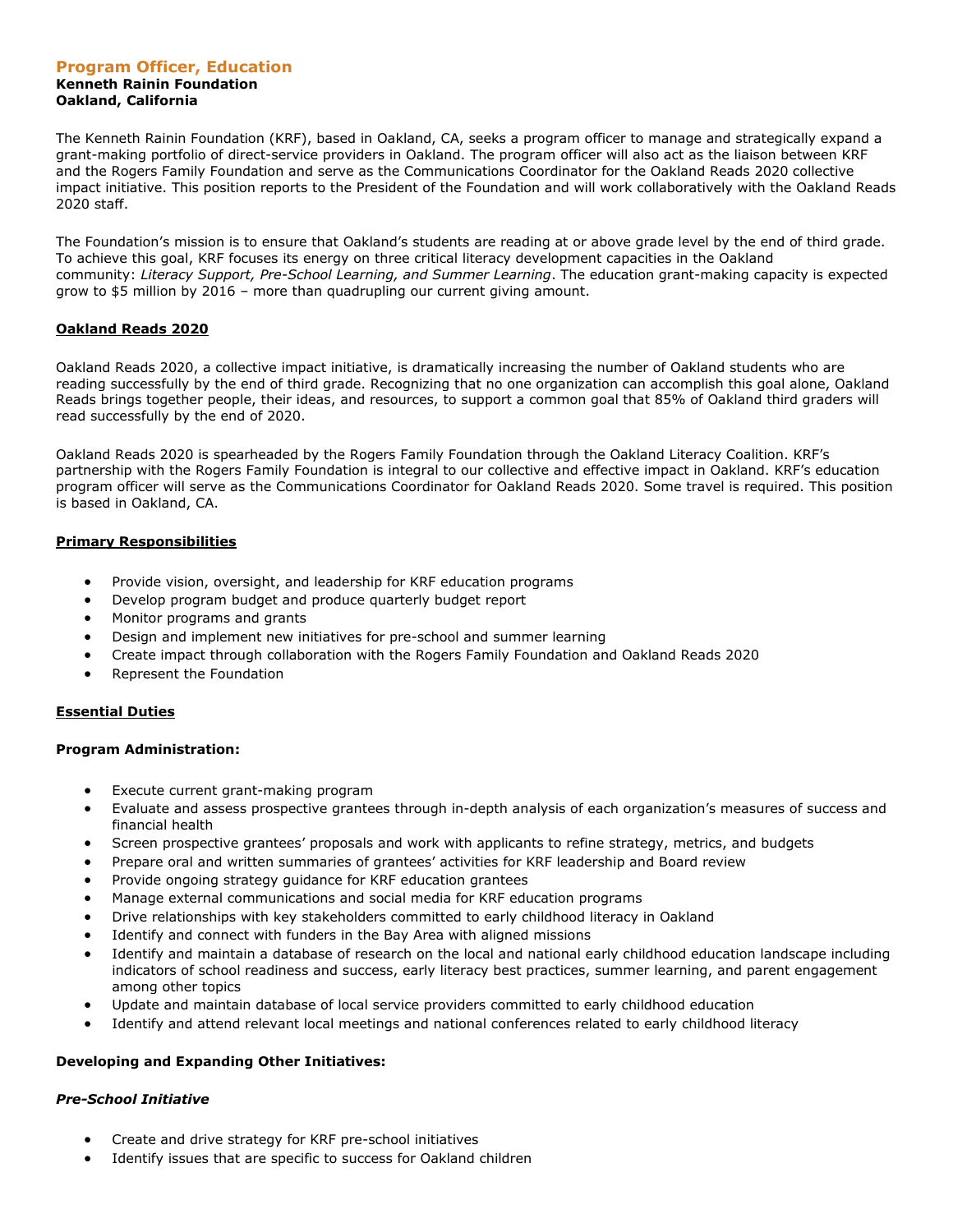# Program Officer, Education

**Kenneth Rainin Foundation**
**Oakland, California**

The Kenneth Rainin Foundation (KRF), based in Oakland, CA, seeks a program officer to manage and strategically expand a grant-making portfolio of direct-service providers in Oakland. The program officer will also act as the liaison between KRF and the Rogers Family Foundation and serve as the Communications Coordinator for the Oakland Reads 2020 collective impact initiative. This position reports to the President of the Foundation and will work collaboratively with the Oakland Reads 2020 staff.

The Foundation's mission is to ensure that Oakland's students are reading at or above grade level by the end of third grade. To achieve this goal, KRF focuses its energy on three critical literacy development capacities in the Oakland community: *Literacy Support, Pre-School Learning, and Summer Learning*. The education grant-making capacity is expected grow to $5 million by 2016 – more than quadrupling our current giving amount.

## Oakland Reads 2020

Oakland Reads 2020, a collective impact initiative, is dramatically increasing the number of Oakland students who are reading successfully by the end of third grade. Recognizing that no one organization can accomplish this goal alone, Oakland Reads brings together people, their ideas, and resources, to support a common goal that 85% of Oakland third graders will read successfully by the end of 2020.

Oakland Reads 2020 is spearheaded by the Rogers Family Foundation through the Oakland Literacy Coalition. KRF's partnership with the Rogers Family Foundation is integral to our collective and effective impact in Oakland. KRF's education program officer will serve as the Communications Coordinator for Oakland Reads 2020. Some travel is required. This position is based in Oakland, CA.

## Primary Responsibilities

- Provide vision, oversight, and leadership for KRF education programs
- Develop program budget and produce quarterly budget report
- Monitor programs and grants
- Design and implement new initiatives for pre-school and summer learning
- Create impact through collaboration with the Rogers Family Foundation and Oakland Reads 2020
- Represent the Foundation

## Essential Duties

### Program Administration:

- Execute current grant-making program
- Evaluate and assess prospective grantees through in-depth analysis of each organization's measures of success and financial health
- Screen prospective grantees' proposals and work with applicants to refine strategy, metrics, and budgets
- Prepare oral and written summaries of grantees' activities for KRF leadership and Board review
- Provide ongoing strategy guidance for KRF education grantees
- Manage external communications and social media for KRF education programs
- Drive relationships with key stakeholders committed to early childhood literacy in Oakland
- Identify and connect with funders in the Bay Area with aligned missions
- Identify and maintain a database of research on the local and national early childhood education landscape including indicators of school readiness and success, early literacy best practices, summer learning, and parent engagement among other topics
- Update and maintain database of local service providers committed to early childhood education
- Identify and attend relevant local meetings and national conferences related to early childhood literacy

### Developing and Expanding Other Initiatives:

#### *Pre-School Initiative*

- Create and drive strategy for KRF pre-school initiatives
- Identify issues that are specific to success for Oakland children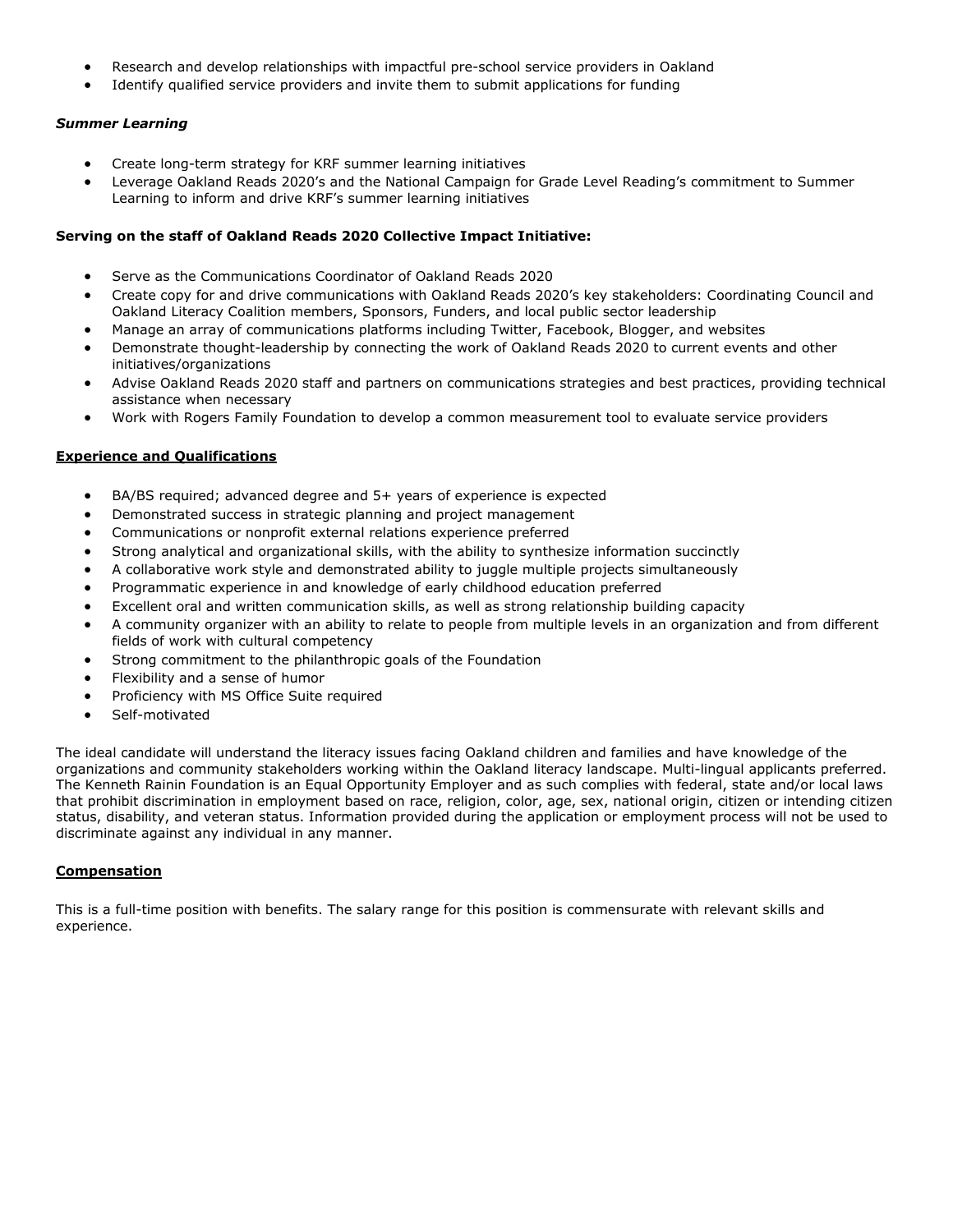- Research and develop relationships with impactful pre-school service providers in Oakland
- Identify qualified service providers and invite them to submit applications for funding

***Summer Learning***

- Create long-term strategy for KRF summer learning initiatives
- Leverage Oakland Reads 2020's and the National Campaign for Grade Level Reading's commitment to Summer Learning to inform and drive KRF's summer learning initiatives

**Serving on the staff of Oakland Reads 2020 Collective Impact Initiative:**

- Serve as the Communications Coordinator of Oakland Reads 2020
- Create copy for and drive communications with Oakland Reads 2020's key stakeholders: Coordinating Council and Oakland Literacy Coalition members, Sponsors, Funders, and local public sector leadership
- Manage an array of communications platforms including Twitter, Facebook, Blogger, and websites
- Demonstrate thought-leadership by connecting the work of Oakland Reads 2020 to current events and other initiatives/organizations
- Advise Oakland Reads 2020 staff and partners on communications strategies and best practices, providing technical assistance when necessary
- Work with Rogers Family Foundation to develop a common measurement tool to evaluate service providers

## Experience and Qualifications

- BA/BS required; advanced degree and 5+ years of experience is expected
- Demonstrated success in strategic planning and project management
- Communications or nonprofit external relations experience preferred
- Strong analytical and organizational skills, with the ability to synthesize information succinctly
- A collaborative work style and demonstrated ability to juggle multiple projects simultaneously
- Programmatic experience in and knowledge of early childhood education preferred
- Excellent oral and written communication skills, as well as strong relationship building capacity
- A community organizer with an ability to relate to people from multiple levels in an organization and from different fields of work with cultural competency
- Strong commitment to the philanthropic goals of the Foundation
- Flexibility and a sense of humor
- Proficiency with MS Office Suite required
- Self-motivated

The ideal candidate will understand the literacy issues facing Oakland children and families and have knowledge of the organizations and community stakeholders working within the Oakland literacy landscape. Multi-lingual applicants preferred. The Kenneth Rainin Foundation is an Equal Opportunity Employer and as such complies with federal, state and/or local laws that prohibit discrimination in employment based on race, religion, color, age, sex, national origin, citizen or intending citizen status, disability, and veteran status. Information provided during the application or employment process will not be used to discriminate against any individual in any manner.

## Compensation

This is a full-time position with benefits. The salary range for this position is commensurate with relevant skills and experience.